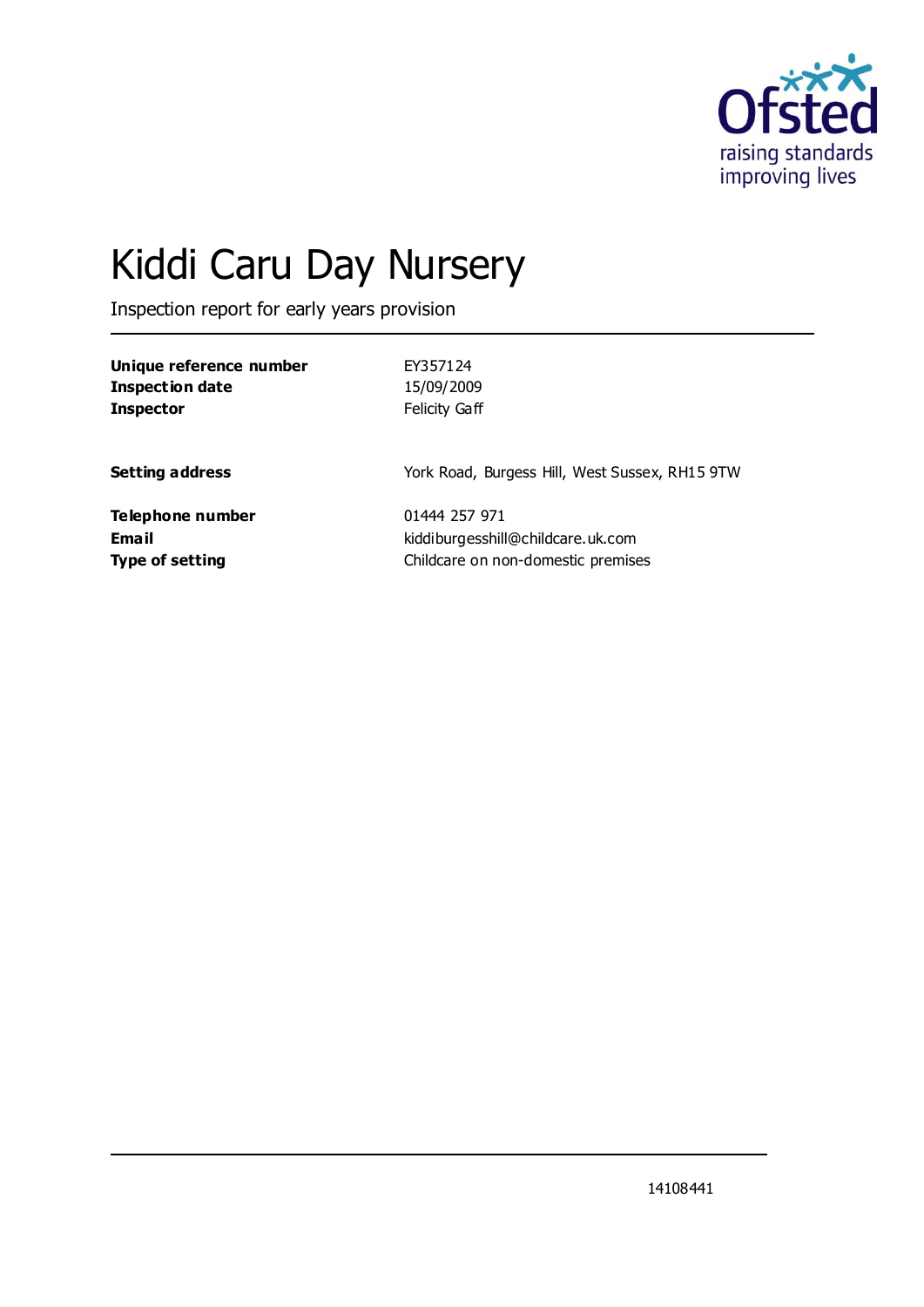Ofsted

raising standards
improving lives

# Kiddi Caru Day Nursery

Inspection report for early years provision

| | |
|---|---|
| **Unique reference number** | EY357124 |
| **Inspection date** | 15/09/2009 |
| **Inspector** | Felicity Gaff |
| | |
| **Setting address** | York Road, Burgess Hill, West Sussex, RH15 9TW |
| | |
| **Telephone number** | 01444 257 971 |
| **Email** | kiddiburgesshill@childcare.uk.com |
| **Type of setting** | Childcare on non-domestic premises |

14108441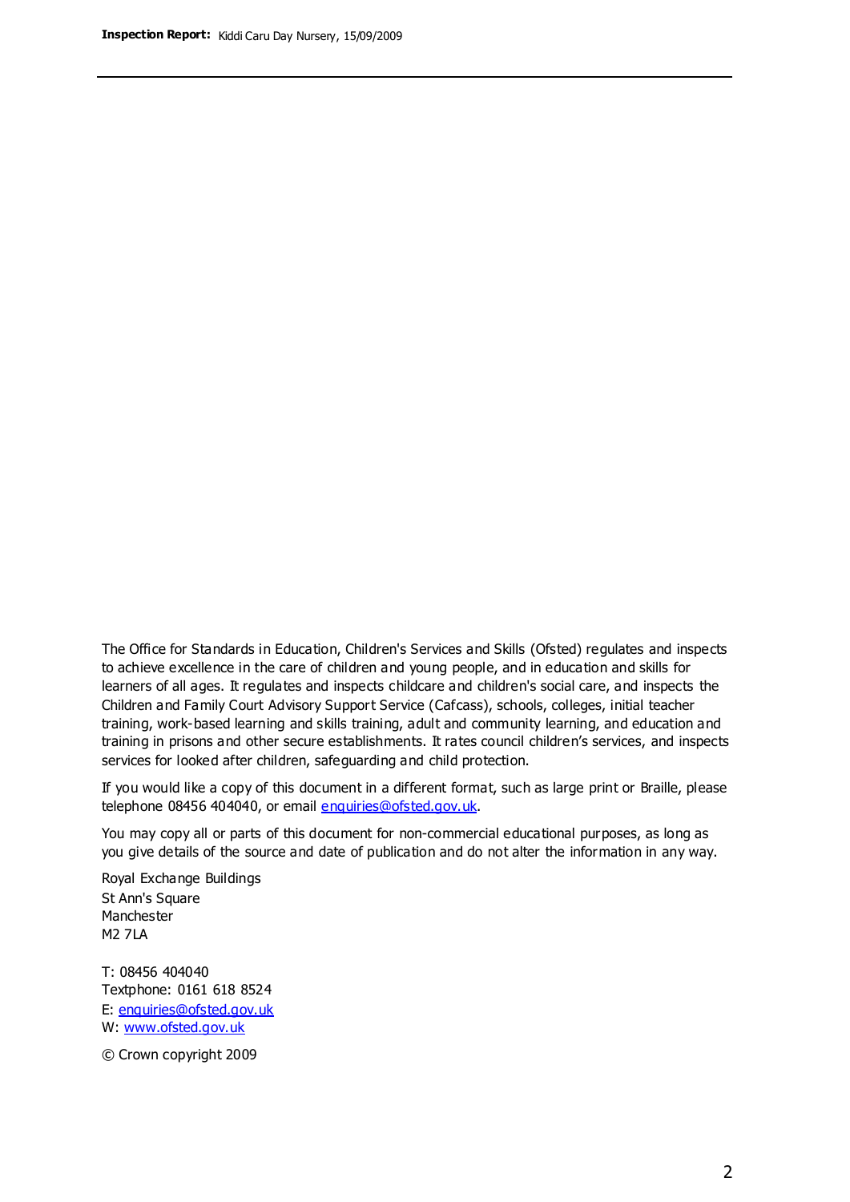The Office for Standards in Education, Children's Services and Skills (Ofsted) regulates and inspects to achieve excellence in the care of children and young people, and in education and skills for learners of all ages. It regulates and inspects childcare and children's social care, and inspects the Children and Family Court Advisory Support Service (Cafcass), schools, colleges, initial teacher training, work-based learning and skills training, adult and community learning, and education and training in prisons and other secure establishments. It rates council children's services, and inspects services for looked after children, safeguarding and child protection.

If you would like a copy of this document in a different format, such as large print or Braille, please telephone 08456 404040, or email enquiries@ofsted.gov.uk.

You may copy all or parts of this document for non-commercial educational purposes, as long as you give details of the source and date of publication and do not alter the information in any way.

Royal Exchange Buildings
St Ann's Square
Manchester
M2 7LA

T: 08456 404040
Textphone: 0161 618 8524
E: enquiries@ofsted.gov.uk
W: www.ofsted.gov.uk

© Crown copyright 2009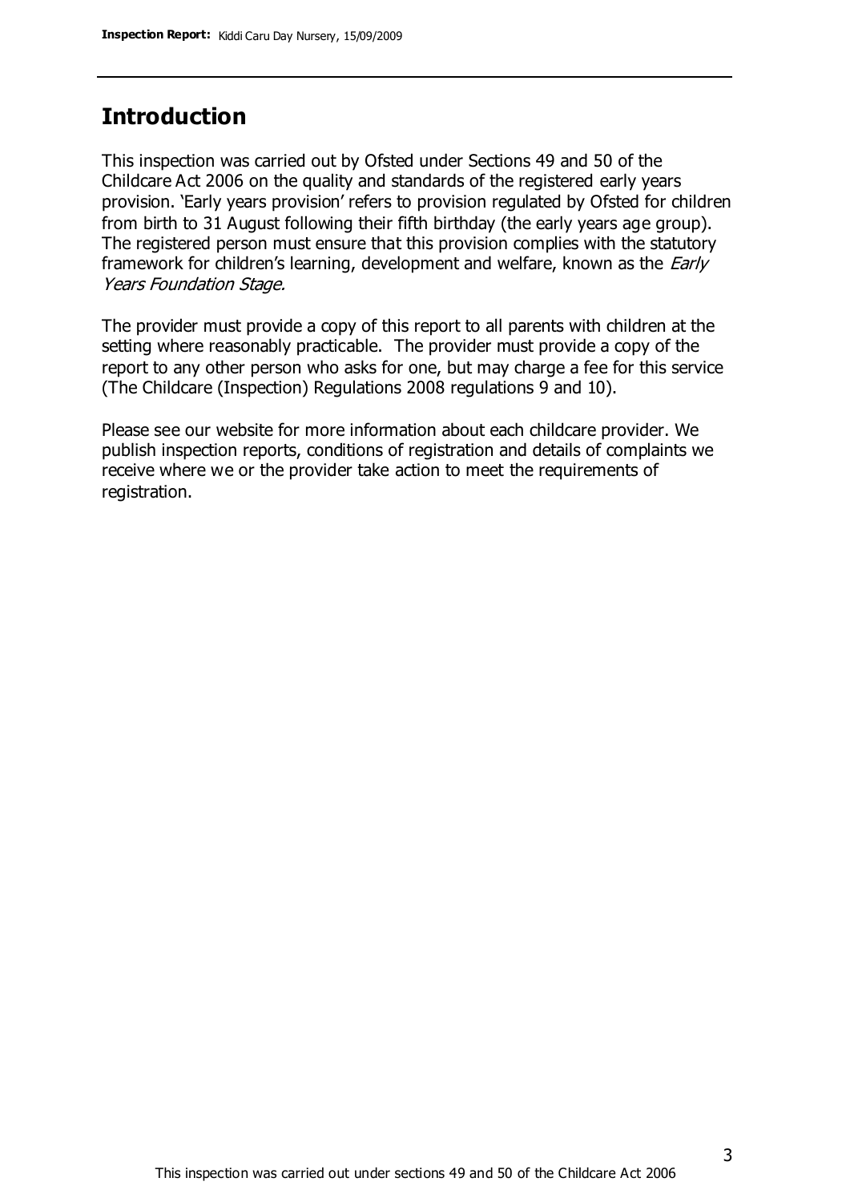## Introduction

This inspection was carried out by Ofsted under Sections 49 and 50 of the Childcare Act 2006 on the quality and standards of the registered early years provision. 'Early years provision' refers to provision regulated by Ofsted for children from birth to 31 August following their fifth birthday (the early years age group). The registered person must ensure that this provision complies with the statutory framework for children's learning, development and welfare, known as the *Early Years Foundation Stage.*

The provider must provide a copy of this report to all parents with children at the setting where reasonably practicable. The provider must provide a copy of the report to any other person who asks for one, but may charge a fee for this service (The Childcare (Inspection) Regulations 2008 regulations 9 and 10).

Please see our website for more information about each childcare provider. We publish inspection reports, conditions of registration and details of complaints we receive where we or the provider take action to meet the requirements of registration.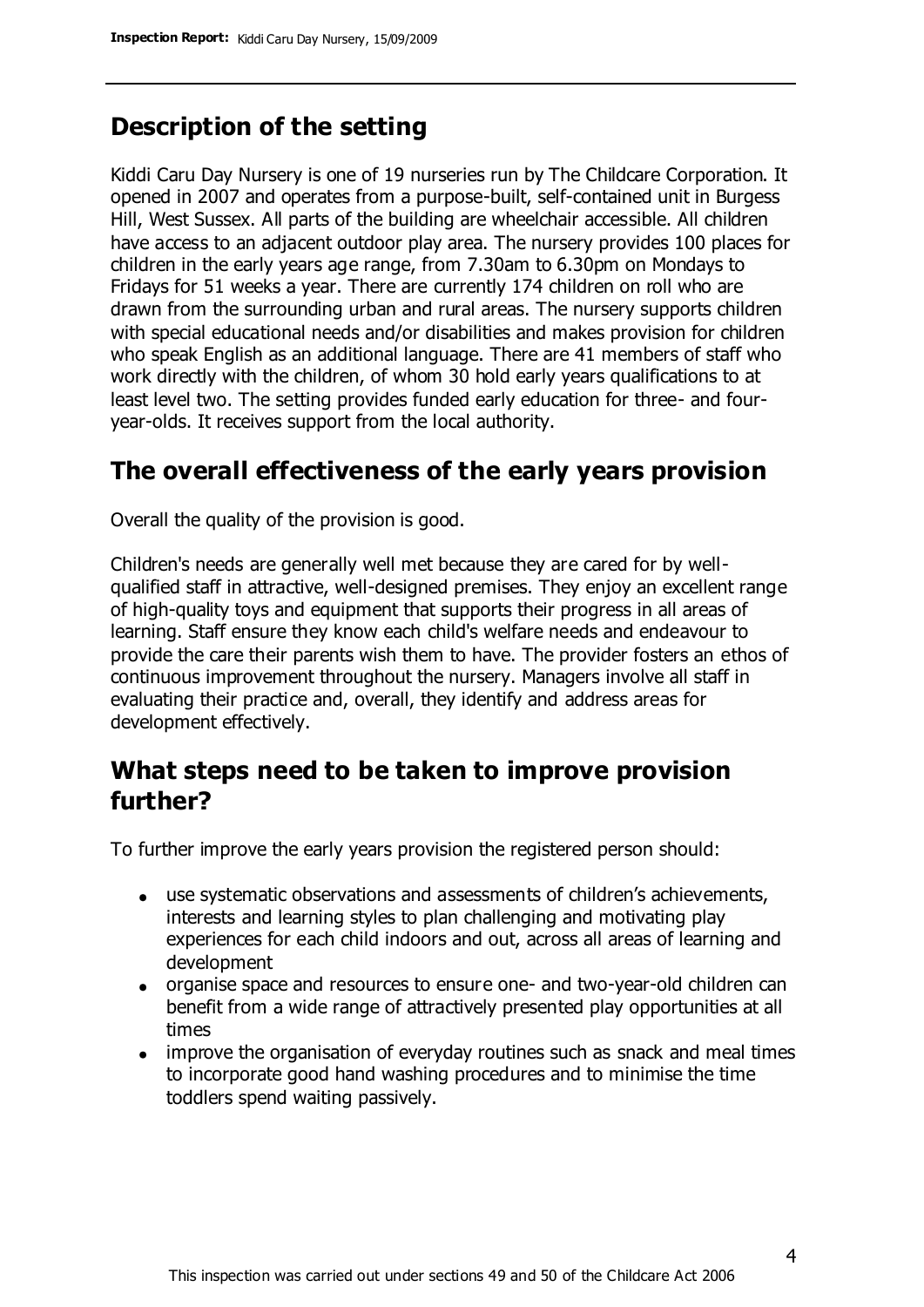## Description of the setting

Kiddi Caru Day Nursery is one of 19 nurseries run by The Childcare Corporation. It opened in 2007 and operates from a purpose-built, self-contained unit in Burgess Hill, West Sussex. All parts of the building are wheelchair accessible. All children have access to an adjacent outdoor play area. The nursery provides 100 places for children in the early years age range, from 7.30am to 6.30pm on Mondays to Fridays for 51 weeks a year. There are currently 174 children on roll who are drawn from the surrounding urban and rural areas. The nursery supports children with special educational needs and/or disabilities and makes provision for children who speak English as an additional language. There are 41 members of staff who work directly with the children, of whom 30 hold early years qualifications to at least level two. The setting provides funded early education for three- and four-year-olds. It receives support from the local authority.

## The overall effectiveness of the early years provision

Overall the quality of the provision is good.

Children's needs are generally well met because they are cared for by well-qualified staff in attractive, well-designed premises. They enjoy an excellent range of high-quality toys and equipment that supports their progress in all areas of learning. Staff ensure they know each child's welfare needs and endeavour to provide the care their parents wish them to have. The provider fosters an ethos of continuous improvement throughout the nursery. Managers involve all staff in evaluating their practice and, overall, they identify and address areas for development effectively.

## What steps need to be taken to improve provision further?

To further improve the early years provision the registered person should:

- use systematic observations and assessments of children's achievements, interests and learning styles to plan challenging and motivating play experiences for each child indoors and out, across all areas of learning and development
- organise space and resources to ensure one- and two-year-old children can benefit from a wide range of attractively presented play opportunities at all times
- improve the organisation of everyday routines such as snack and meal times to incorporate good hand washing procedures and to minimise the time toddlers spend waiting passively.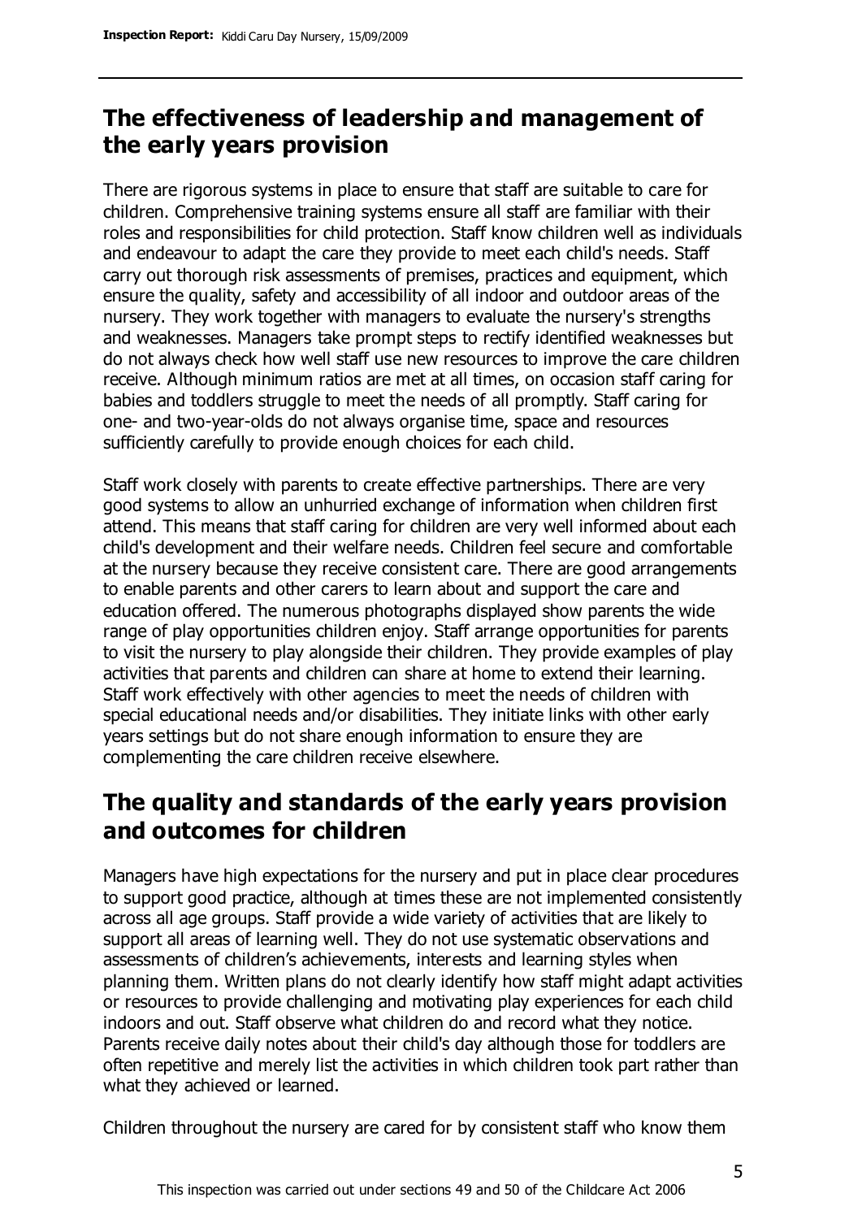## The effectiveness of leadership and management of the early years provision

There are rigorous systems in place to ensure that staff are suitable to care for children. Comprehensive training systems ensure all staff are familiar with their roles and responsibilities for child protection. Staff know children well as individuals and endeavour to adapt the care they provide to meet each child's needs. Staff carry out thorough risk assessments of premises, practices and equipment, which ensure the quality, safety and accessibility of all indoor and outdoor areas of the nursery. They work together with managers to evaluate the nursery's strengths and weaknesses. Managers take prompt steps to rectify identified weaknesses but do not always check how well staff use new resources to improve the care children receive. Although minimum ratios are met at all times, on occasion staff caring for babies and toddlers struggle to meet the needs of all promptly. Staff caring for one- and two-year-olds do not always organise time, space and resources sufficiently carefully to provide enough choices for each child.

Staff work closely with parents to create effective partnerships. There are very good systems to allow an unhurried exchange of information when children first attend. This means that staff caring for children are very well informed about each child's development and their welfare needs. Children feel secure and comfortable at the nursery because they receive consistent care. There are good arrangements to enable parents and other carers to learn about and support the care and education offered. The numerous photographs displayed show parents the wide range of play opportunities children enjoy. Staff arrange opportunities for parents to visit the nursery to play alongside their children. They provide examples of play activities that parents and children can share at home to extend their learning. Staff work effectively with other agencies to meet the needs of children with special educational needs and/or disabilities. They initiate links with other early years settings but do not share enough information to ensure they are complementing the care children receive elsewhere.

## The quality and standards of the early years provision and outcomes for children

Managers have high expectations for the nursery and put in place clear procedures to support good practice, although at times these are not implemented consistently across all age groups. Staff provide a wide variety of activities that are likely to support all areas of learning well. They do not use systematic observations and assessments of children's achievements, interests and learning styles when planning them. Written plans do not clearly identify how staff might adapt activities or resources to provide challenging and motivating play experiences for each child indoors and out. Staff observe what children do and record what they notice. Parents receive daily notes about their child's day although those for toddlers are often repetitive and merely list the activities in which children took part rather than what they achieved or learned.

Children throughout the nursery are cared for by consistent staff who know them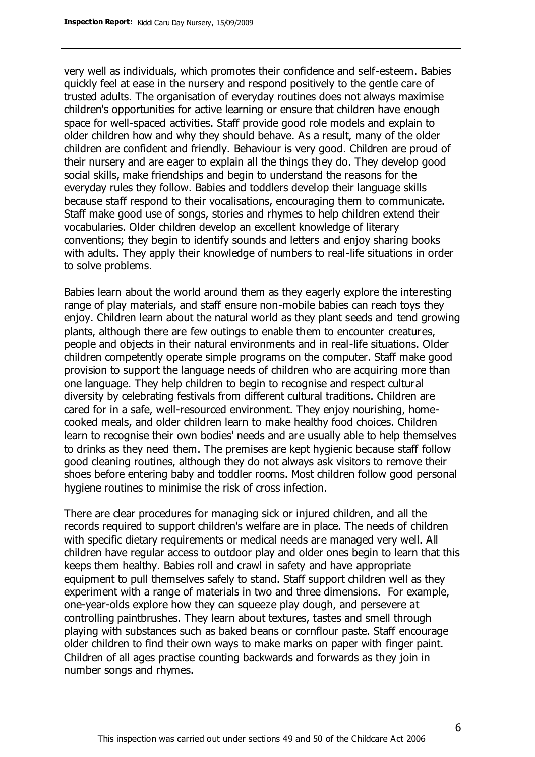very well as individuals, which promotes their confidence and self-esteem. Babies quickly feel at ease in the nursery and respond positively to the gentle care of trusted adults. The organisation of everyday routines does not always maximise children's opportunities for active learning or ensure that children have enough space for well-spaced activities. Staff provide good role models and explain to older children how and why they should behave. As a result, many of the older children are confident and friendly. Behaviour is very good. Children are proud of their nursery and are eager to explain all the things they do. They develop good social skills, make friendships and begin to understand the reasons for the everyday rules they follow. Babies and toddlers develop their language skills because staff respond to their vocalisations, encouraging them to communicate. Staff make good use of songs, stories and rhymes to help children extend their vocabularies. Older children develop an excellent knowledge of literary conventions; they begin to identify sounds and letters and enjoy sharing books with adults. They apply their knowledge of numbers to real-life situations in order to solve problems.

Babies learn about the world around them as they eagerly explore the interesting range of play materials, and staff ensure non-mobile babies can reach toys they enjoy. Children learn about the natural world as they plant seeds and tend growing plants, although there are few outings to enable them to encounter creatures, people and objects in their natural environments and in real-life situations. Older children competently operate simple programs on the computer. Staff make good provision to support the language needs of children who are acquiring more than one language. They help children to begin to recognise and respect cultural diversity by celebrating festivals from different cultural traditions. Children are cared for in a safe, well-resourced environment. They enjoy nourishing, home-cooked meals, and older children learn to make healthy food choices. Children learn to recognise their own bodies' needs and are usually able to help themselves to drinks as they need them. The premises are kept hygienic because staff follow good cleaning routines, although they do not always ask visitors to remove their shoes before entering baby and toddler rooms. Most children follow good personal hygiene routines to minimise the risk of cross infection.

There are clear procedures for managing sick or injured children, and all the records required to support children's welfare are in place. The needs of children with specific dietary requirements or medical needs are managed very well. All children have regular access to outdoor play and older ones begin to learn that this keeps them healthy. Babies roll and crawl in safety and have appropriate equipment to pull themselves safely to stand. Staff support children well as they experiment with a range of materials in two and three dimensions. For example, one-year-olds explore how they can squeeze play dough, and persevere at controlling paintbrushes. They learn about textures, tastes and smell through playing with substances such as baked beans or cornflour paste. Staff encourage older children to find their own ways to make marks on paper with finger paint. Children of all ages practise counting backwards and forwards as they join in number songs and rhymes.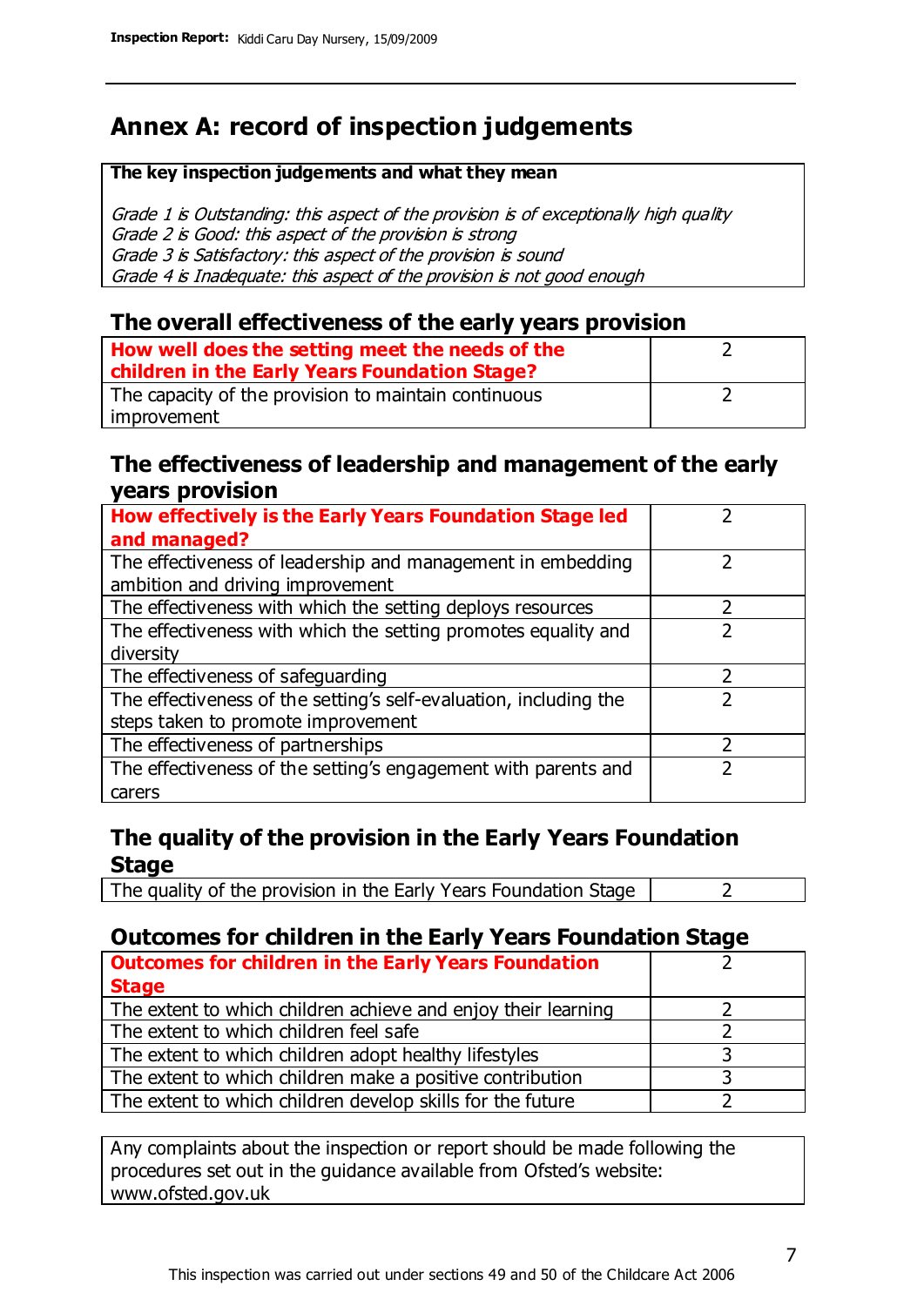# Annex A: record of inspection judgements

**The key inspection judgements and what they mean**

*Grade 1 is Outstanding: this aspect of the provision is of exceptionally high quality*
*Grade 2 is Good: this aspect of the provision is strong*
*Grade 3 is Satisfactory: this aspect of the provision is sound*
*Grade 4 is Inadequate: this aspect of the provision is not good enough*

## The overall effectiveness of the early years provision

| | |
|---|---|
| **How well does the setting meet the needs of the children in the Early Years Foundation Stage?** | 2 |
| The capacity of the provision to maintain continuous improvement | 2 |

## The effectiveness of leadership and management of the early years provision

| | |
|---|---|
| **How effectively is the Early Years Foundation Stage led and managed?** | 2 |
| The effectiveness of leadership and management in embedding ambition and driving improvement | 2 |
| The effectiveness with which the setting deploys resources | 2 |
| The effectiveness with which the setting promotes equality and diversity | 2 |
| The effectiveness of safeguarding | 2 |
| The effectiveness of the setting's self-evaluation, including the steps taken to promote improvement | 2 |
| The effectiveness of partnerships | 2 |
| The effectiveness of the setting's engagement with parents and carers | 2 |

## The quality of the provision in the Early Years Foundation Stage

| | |
|---|---|
| The quality of the provision in the Early Years Foundation Stage | 2 |

## Outcomes for children in the Early Years Foundation Stage

| | |
|---|---|
| **Outcomes for children in the Early Years Foundation Stage** | 2 |
| The extent to which children achieve and enjoy their learning | 2 |
| The extent to which children feel safe | 2 |
| The extent to which children adopt healthy lifestyles | 3 |
| The extent to which children make a positive contribution | 3 |
| The extent to which children develop skills for the future | 2 |

Any complaints about the inspection or report should be made following the procedures set out in the guidance available from Ofsted's website: www.ofsted.gov.uk

This inspection was carried out under sections 49 and 50 of the Childcare Act 2006